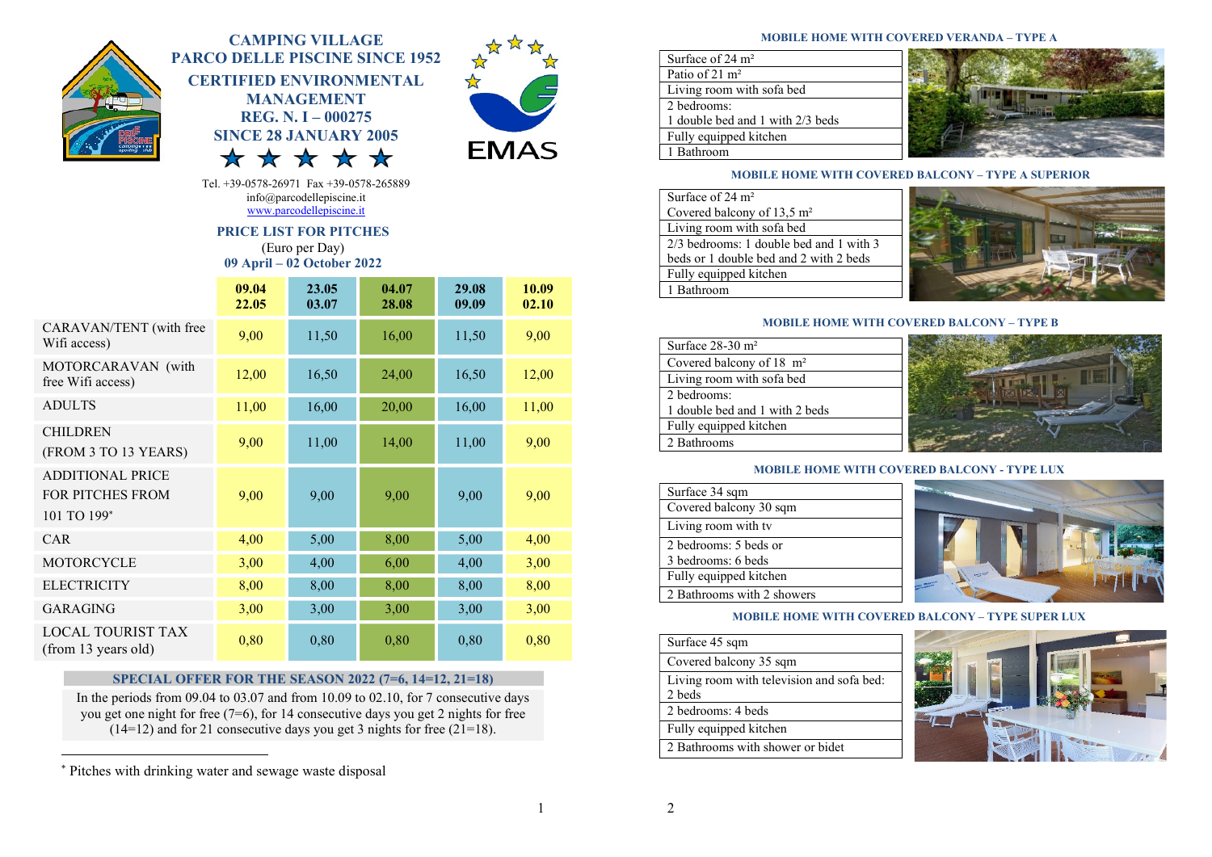# CAMPING VILLAGE PARCO DELLE PISCINE SINCE 1952

## CERTIFIED ENVIRONMENTAL MANAGEMENT REG. N. I – 000275 SINCE 28 JANUARY 2005

★ ★ ★ ★ ★

EMAS

Tel. +39-0578-26971 Fax +39-0578-265889
info@parcodellepiscine.it
www.parcodellepiscine.it

## PRICE LIST FOR PITCHES

(Euro per Day)

**09 April – 02 October 2022**

| | 09.04 22.05 | 23.05 03.07 | 04.07 28.08 | 29.08 09.09 | 10.09 02.10 |
|---|---|---|---|---|---|
| CARAVAN/TENT (with free Wifi access) | 9,00 | 11,50 | 16,00 | 11,50 | 9,00 |
| MOTORCARAVAN (with free Wifi access) | 12,00 | 16,50 | 24,00 | 16,50 | 12,00 |
| ADULTS | 11,00 | 16,00 | 20,00 | 16,00 | 11,00 |
| CHILDREN (FROM 3 TO 13 YEARS) | 9,00 | 11,00 | 14,00 | 11,00 | 9,00 |
| ADDITIONAL PRICE FOR PITCHES FROM 101 TO 199* | 9,00 | 9,00 | 9,00 | 9,00 | 9,00 |
| CAR | 4,00 | 5,00 | 8,00 | 5,00 | 4,00 |
| MOTORCYCLE | 3,00 | 4,00 | 6,00 | 4,00 | 3,00 |
| ELECTRICITY | 8,00 | 8,00 | 8,00 | 8,00 | 8,00 |
| GARAGING | 3,00 | 3,00 | 3,00 | 3,00 | 3,00 |
| LOCAL TOURIST TAX (from 13 years old) | 0,80 | 0,80 | 0,80 | 0,80 | 0,80 |

### SPECIAL OFFER FOR THE SEASON 2022 (7=6, 14=12, 21=18)

In the periods from 09.04 to 03.07 and from 10.09 to 02.10, for 7 consecutive days you get one night for free (7=6), for 14 consecutive days you get 2 nights for free (14=12) and for 21 consecutive days you get 3 nights for free (21=18).

* Pitches with drinking water and sewage waste disposal

### MOBILE HOME WITH COVERED VERANDA – TYPE A

| |
|---|
| Surface of 24 m² |
| Patio of 21 m² |
| Living room with sofa bed |
| 2 bedrooms: 1 double bed and 1 with 2/3 beds |
| Fully equipped kitchen |
| 1 Bathroom |

### MOBILE HOME WITH COVERED BALCONY – TYPE A SUPERIOR

| |
|---|
| Surface of 24 m² |
| Covered balcony of 13,5 m² |
| Living room with sofa bed |
| 2/3 bedrooms: 1 double bed and 1 with 3 beds or 1 double bed and 2 with 2 beds |
| Fully equipped kitchen |
| 1 Bathroom |

### MOBILE HOME WITH COVERED BALCONY – TYPE B

| |
|---|
| Surface 28-30 m² |
| Covered balcony of 18 m² |
| Living room with sofa bed |
| 2 bedrooms: 1 double bed and 1 with 2 beds |
| Fully equipped kitchen |
| 2 Bathrooms |

### MOBILE HOME WITH COVERED BALCONY - TYPE LUX

| |
|---|
| Surface 34 sqm |
| Covered balcony 30 sqm |
| Living room with tv |
| 2 bedrooms: 5 beds or 3 bedrooms: 6 beds |
| Fully equipped kitchen |
| 2 Bathrooms with 2 showers |

### MOBILE HOME WITH COVERED BALCONY – TYPE SUPER LUX

| |
|---|
| Surface 45 sqm |
| Covered balcony 35 sqm |
| Living room with television and sofa bed: 2 beds |
| 2 bedrooms: 4 beds |
| Fully equipped kitchen |
| 2 Bathrooms with shower or bidet |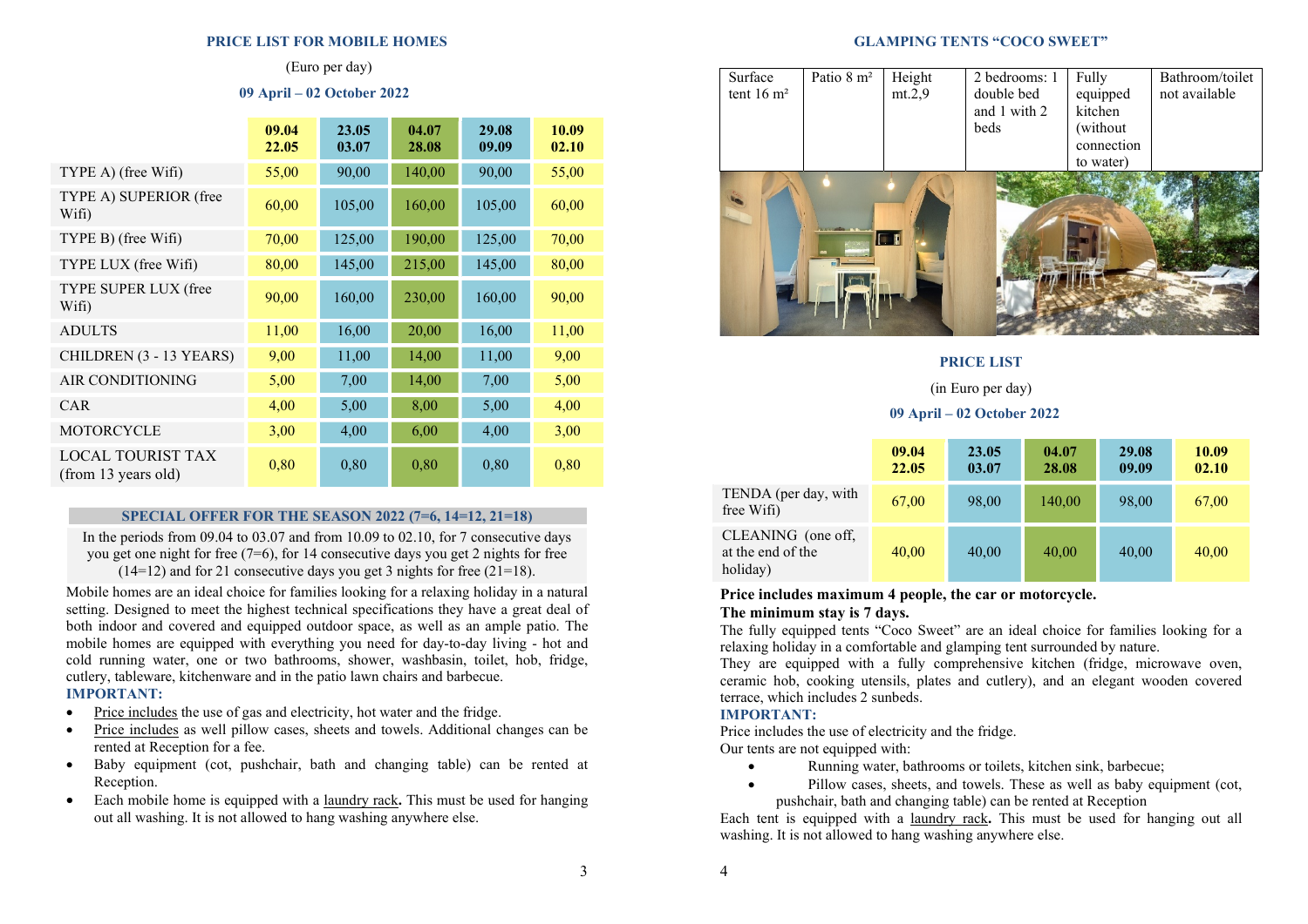## PRICE LIST FOR MOBILE HOMES

(Euro per day)

**09 April – 02 October 2022**

| | 09.04 22.05 | 23.05 03.07 | 04.07 28.08 | 29.08 09.09 | 10.09 02.10 |
|---|---|---|---|---|---|
| TYPE A) (free Wifi) | 55,00 | 90,00 | 140,00 | 90,00 | 55,00 |
| TYPE A) SUPERIOR (free Wifi) | 60,00 | 105,00 | 160,00 | 105,00 | 60,00 |
| TYPE B) (free Wifi) | 70,00 | 125,00 | 190,00 | 125,00 | 70,00 |
| TYPE LUX (free Wifi) | 80,00 | 145,00 | 215,00 | 145,00 | 80,00 |
| TYPE SUPER LUX (free Wifi) | 90,00 | 160,00 | 230,00 | 160,00 | 90,00 |
| ADULTS | 11,00 | 16,00 | 20,00 | 16,00 | 11,00 |
| CHILDREN (3 - 13 YEARS) | 9,00 | 11,00 | 14,00 | 11,00 | 9,00 |
| AIR CONDITIONING | 5,00 | 7,00 | 14,00 | 7,00 | 5,00 |
| CAR | 4,00 | 5,00 | 8,00 | 5,00 | 4,00 |
| MOTORCYCLE | 3,00 | 4,00 | 6,00 | 4,00 | 3,00 |
| LOCAL TOURIST TAX (from 13 years old) | 0,80 | 0,80 | 0,80 | 0,80 | 0,80 |

**SPECIAL OFFER FOR THE SEASON 2022 (7=6, 14=12, 21=18)**

In the periods from 09.04 to 03.07 and from 10.09 to 02.10, for 7 consecutive days you get one night for free (7=6), for 14 consecutive days you get 2 nights for free (14=12) and for 21 consecutive days you get 3 nights for free (21=18).

Mobile homes are an ideal choice for families looking for a relaxing holiday in a natural setting. Designed to meet the highest technical specifications they have a great deal of both indoor and covered and equipped outdoor space, as well as an ample patio. The mobile homes are equipped with everything you need for day-to-day living - hot and cold running water, one or two bathrooms, shower, washbasin, toilet, hob, fridge, cutlery, tableware, kitchenware and in the patio lawn chairs and barbecue.

**IMPORTANT:**

- Price includes the use of gas and electricity, hot water and the fridge.
- Price includes as well pillow cases, sheets and towels. Additional changes can be rented at Reception for a fee.
- Baby equipment (cot, pushchair, bath and changing table) can be rented at Reception.
- Each mobile home is equipped with a laundry rack**.** This must be used for hanging out all washing. It is not allowed to hang washing anywhere else.

## GLAMPING TENTS "COCO SWEET"

| | | | | | |
|---|---|---|---|---|---|
| Surface tent 16 m² | Patio 8 m² | Height mt.2,9 | 2 bedrooms: 1 double bed and 1 with 2 beds | Fully equipped kitchen (without connection to water) | Bathroom/toilet not available |

## PRICE LIST

(in Euro per day)

**09 April – 02 October 2022**

| | 09.04 22.05 | 23.05 03.07 | 04.07 28.08 | 29.08 09.09 | 10.09 02.10 |
|---|---|---|---|---|---|
| TENDA (per day, with free Wifi) | 67,00 | 98,00 | 140,00 | 98,00 | 67,00 |
| CLEANING (one off, at the end of the holiday) | 40,00 | 40,00 | 40,00 | 40,00 | 40,00 |

**Price includes maximum 4 people, the car or motorcycle.**
**The minimum stay is 7 days.**

The fully equipped tents "Coco Sweet" are an ideal choice for families looking for a relaxing holiday in a comfortable and glamping tent surrounded by nature.
They are equipped with a fully comprehensive kitchen (fridge, microwave oven, ceramic hob, cooking utensils, plates and cutlery), and an elegant wooden covered terrace, which includes 2 sunbeds.

**IMPORTANT:**

Price includes the use of electricity and the fridge.
Our tents are not equipped with:

- Running water, bathrooms or toilets, kitchen sink, barbecue;
- Pillow cases, sheets, and towels. These as well as baby equipment (cot, pushchair, bath and changing table) can be rented at Reception

Each tent is equipped with a laundry rack**.** This must be used for hanging out all washing. It is not allowed to hang washing anywhere else.